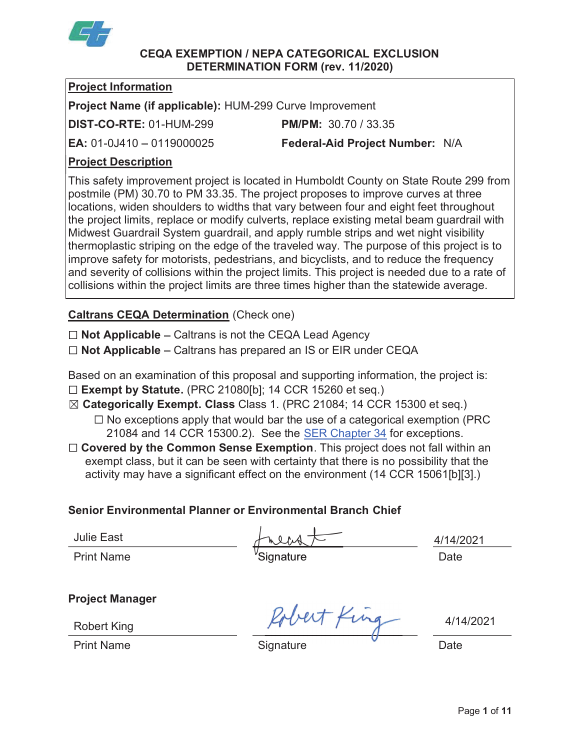# CEQA EXEMPTION / NEPA CATEGORICAL EXCLUSION DETERMINATION FORM (rev. 11/2020)

**Project Information**

**Project Name (if applicable):** HUM-299 Curve Improvement

**DIST-CO-RTE:** 01-HUM-299 **PM/PM:** 30.70 / 33.35

**EA:** 01-0J410 – 0119000025 **Federal-Aid Project Number:** N/A

**Project Description**

This safety improvement project is located in Humboldt County on State Route 299 from postmile (PM) 30.70 to PM 33.35. The project proposes to improve curves at three locations, widen shoulders to widths that vary between four and eight feet throughout the project limits, replace or modify culverts, replace existing metal beam guardrail with Midwest Guardrail System guardrail, and apply rumble strips and wet night visibility thermoplastic striping on the edge of the traveled way. The purpose of this project is to improve safety for motorists, pedestrians, and bicyclists, and to reduce the frequency and severity of collisions within the project limits. This project is needed due to a rate of collisions within the project limits are three times higher than the statewide average.

**Caltrans CEQA Determination** (Check one)

☐ **Not Applicable** – Caltrans is not the CEQA Lead Agency

☐ **Not Applicable** – Caltrans has prepared an IS or EIR under CEQA

Based on an examination of this proposal and supporting information, the project is:

☐ **Exempt by Statute.** (PRC 21080[b]; 14 CCR 15260 et seq.)

☒ **Categorically Exempt. Class** Class 1. (PRC 21084; 14 CCR 15300 et seq.)

  ☐ No exceptions apply that would bar the use of a categorical exemption (PRC 21084 and 14 CCR 15300.2). See the SER Chapter 34 for exceptions.

☐ **Covered by the Common Sense Exemption**. This project does not fall within an exempt class, but it can be seen with certainty that there is no possibility that the activity may have a significant effect on the environment (14 CCR 15061[b][3].)

**Senior Environmental Planner or Environmental Branch Chief**

| Julie East | [Signature] | 4/14/2021 |
|---|---|---|
| Print Name | Signature | Date |

**Project Manager**

| Robert King | [Signature] | 4/14/2021 |
|---|---|---|
| Print Name | Signature | Date |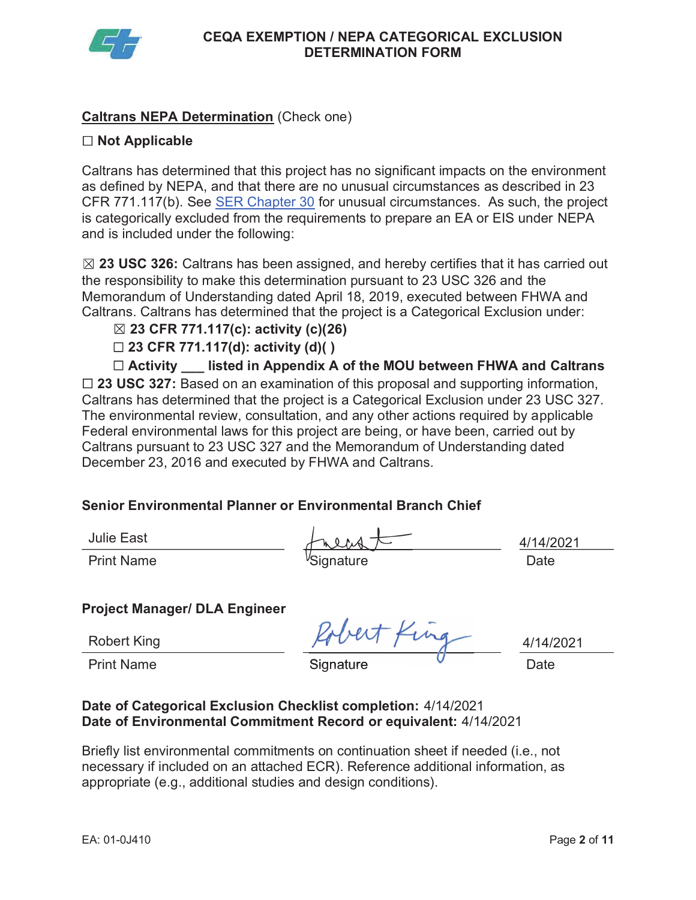# CEQA EXEMPTION / NEPA CATEGORICAL EXCLUSION DETERMINATION FORM

**Caltrans NEPA Determination** (Check one)

☐ **Not Applicable**

Caltrans has determined that this project has no significant impacts on the environment as defined by NEPA, and that there are no unusual circumstances as described in 23 CFR 771.117(b). See SER Chapter 30 for unusual circumstances. As such, the project is categorically excluded from the requirements to prepare an EA or EIS under NEPA and is included under the following:

☒ **23 USC 326:** Caltrans has been assigned, and hereby certifies that it has carried out the responsibility to make this determination pursuant to 23 USC 326 and the Memorandum of Understanding dated April 18, 2019, executed between FHWA and Caltrans. Caltrans has determined that the project is a Categorical Exclusion under:

- ☒ **23 CFR 771.117(c): activity (c)(26)**
- ☐ **23 CFR 771.117(d): activity (d)( )**
- ☐ **Activity ___ listed in Appendix A of the MOU between FHWA and Caltrans**

☐ **23 USC 327:** Based on an examination of this proposal and supporting information, Caltrans has determined that the project is a Categorical Exclusion under 23 USC 327. The environmental review, consultation, and any other actions required by applicable Federal environmental laws for this project are being, or have been, carried out by Caltrans pursuant to 23 USC 327 and the Memorandum of Understanding dated December 23, 2016 and executed by FHWA and Caltrans.

**Senior Environmental Planner or Environmental Branch Chief**

| Julie East | [Signature] | 4/14/2021 |
|---|---|---|
| Print Name | Signature | Date |

**Project Manager/ DLA Engineer**

| Robert King | Robert King | 4/14/2021 |
|---|---|---|
| Print Name | Signature | Date |

**Date of Categorical Exclusion Checklist completion:** 4/14/2021
**Date of Environmental Commitment Record or equivalent:** 4/14/2021

Briefly list environmental commitments on continuation sheet if needed (i.e., not necessary if included on an attached ECR). Reference additional information, as appropriate (e.g., additional studies and design conditions).

EA: 01-0J410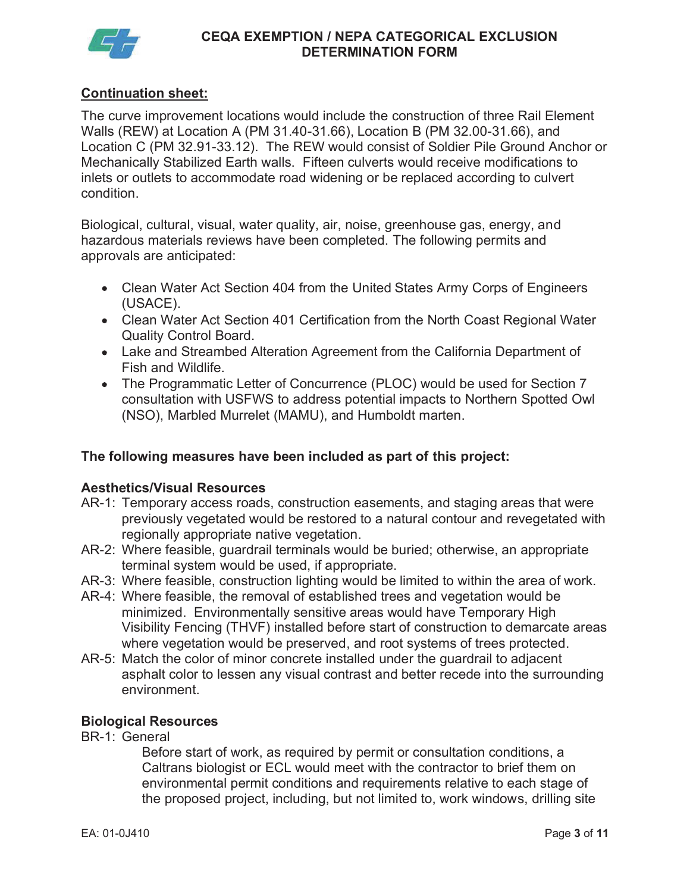## Continuation sheet:

The curve improvement locations would include the construction of three Rail Element Walls (REW) at Location A (PM 31.40-31.66), Location B (PM 32.00-31.66), and Location C (PM 32.91-33.12). The REW would consist of Soldier Pile Ground Anchor or Mechanically Stabilized Earth walls. Fifteen culverts would receive modifications to inlets or outlets to accommodate road widening or be replaced according to culvert condition.

Biological, cultural, visual, water quality, air, noise, greenhouse gas, energy, and hazardous materials reviews have been completed. The following permits and approvals are anticipated:

- Clean Water Act Section 404 from the United States Army Corps of Engineers (USACE).
- Clean Water Act Section 401 Certification from the North Coast Regional Water Quality Control Board.
- Lake and Streambed Alteration Agreement from the California Department of Fish and Wildlife.
- The Programmatic Letter of Concurrence (PLOC) would be used for Section 7 consultation with USFWS to address potential impacts to Northern Spotted Owl (NSO), Marbled Murrelet (MAMU), and Humboldt marten.

**The following measures have been included as part of this project:**

**Aesthetics/Visual Resources**

AR-1: Temporary access roads, construction easements, and staging areas that were previously vegetated would be restored to a natural contour and revegetated with regionally appropriate native vegetation.

AR-2: Where feasible, guardrail terminals would be buried; otherwise, an appropriate terminal system would be used, if appropriate.

AR-3: Where feasible, construction lighting would be limited to within the area of work.

AR-4: Where feasible, the removal of established trees and vegetation would be minimized. Environmentally sensitive areas would have Temporary High Visibility Fencing (THVF) installed before start of construction to demarcate areas where vegetation would be preserved, and root systems of trees protected.

AR-5: Match the color of minor concrete installed under the guardrail to adjacent asphalt color to lessen any visual contrast and better recede into the surrounding environment.

**Biological Resources**

BR-1: General

Before start of work, as required by permit or consultation conditions, a Caltrans biologist or ECL would meet with the contractor to brief them on environmental permit conditions and requirements relative to each stage of the proposed project, including, but not limited to, work windows, drilling site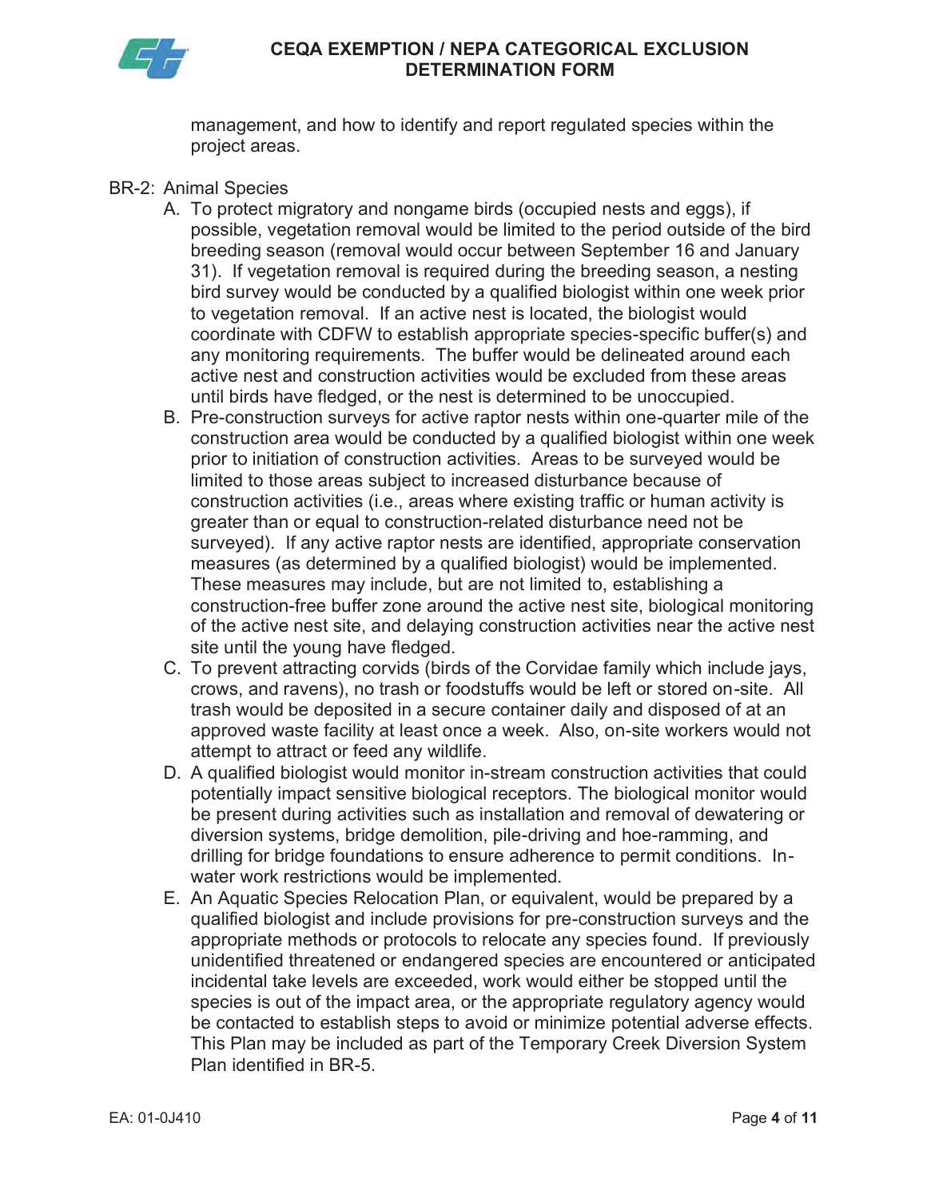management, and how to identify and report regulated species within the project areas.

BR-2: Animal Species

A. To protect migratory and nongame birds (occupied nests and eggs), if possible, vegetation removal would be limited to the period outside of the bird breeding season (removal would occur between September 16 and January 31). If vegetation removal is required during the breeding season, a nesting bird survey would be conducted by a qualified biologist within one week prior to vegetation removal. If an active nest is located, the biologist would coordinate with CDFW to establish appropriate species-specific buffer(s) and any monitoring requirements. The buffer would be delineated around each active nest and construction activities would be excluded from these areas until birds have fledged, or the nest is determined to be unoccupied.

B. Pre-construction surveys for active raptor nests within one-quarter mile of the construction area would be conducted by a qualified biologist within one week prior to initiation of construction activities. Areas to be surveyed would be limited to those areas subject to increased disturbance because of construction activities (i.e., areas where existing traffic or human activity is greater than or equal to construction-related disturbance need not be surveyed). If any active raptor nests are identified, appropriate conservation measures (as determined by a qualified biologist) would be implemented. These measures may include, but are not limited to, establishing a construction-free buffer zone around the active nest site, biological monitoring of the active nest site, and delaying construction activities near the active nest site until the young have fledged.

C. To prevent attracting corvids (birds of the Corvidae family which include jays, crows, and ravens), no trash or foodstuffs would be left or stored on-site. All trash would be deposited in a secure container daily and disposed of at an approved waste facility at least once a week. Also, on-site workers would not attempt to attract or feed any wildlife.

D. A qualified biologist would monitor in-stream construction activities that could potentially impact sensitive biological receptors. The biological monitor would be present during activities such as installation and removal of dewatering or diversion systems, bridge demolition, pile-driving and hoe-ramming, and drilling for bridge foundations to ensure adherence to permit conditions. In-water work restrictions would be implemented.

E. An Aquatic Species Relocation Plan, or equivalent, would be prepared by a qualified biologist and include provisions for pre-construction surveys and the appropriate methods or protocols to relocate any species found. If previously unidentified threatened or endangered species are encountered or anticipated incidental take levels are exceeded, work would either be stopped until the species is out of the impact area, or the appropriate regulatory agency would be contacted to establish steps to avoid or minimize potential adverse effects. This Plan may be included as part of the Temporary Creek Diversion System Plan identified in BR-5.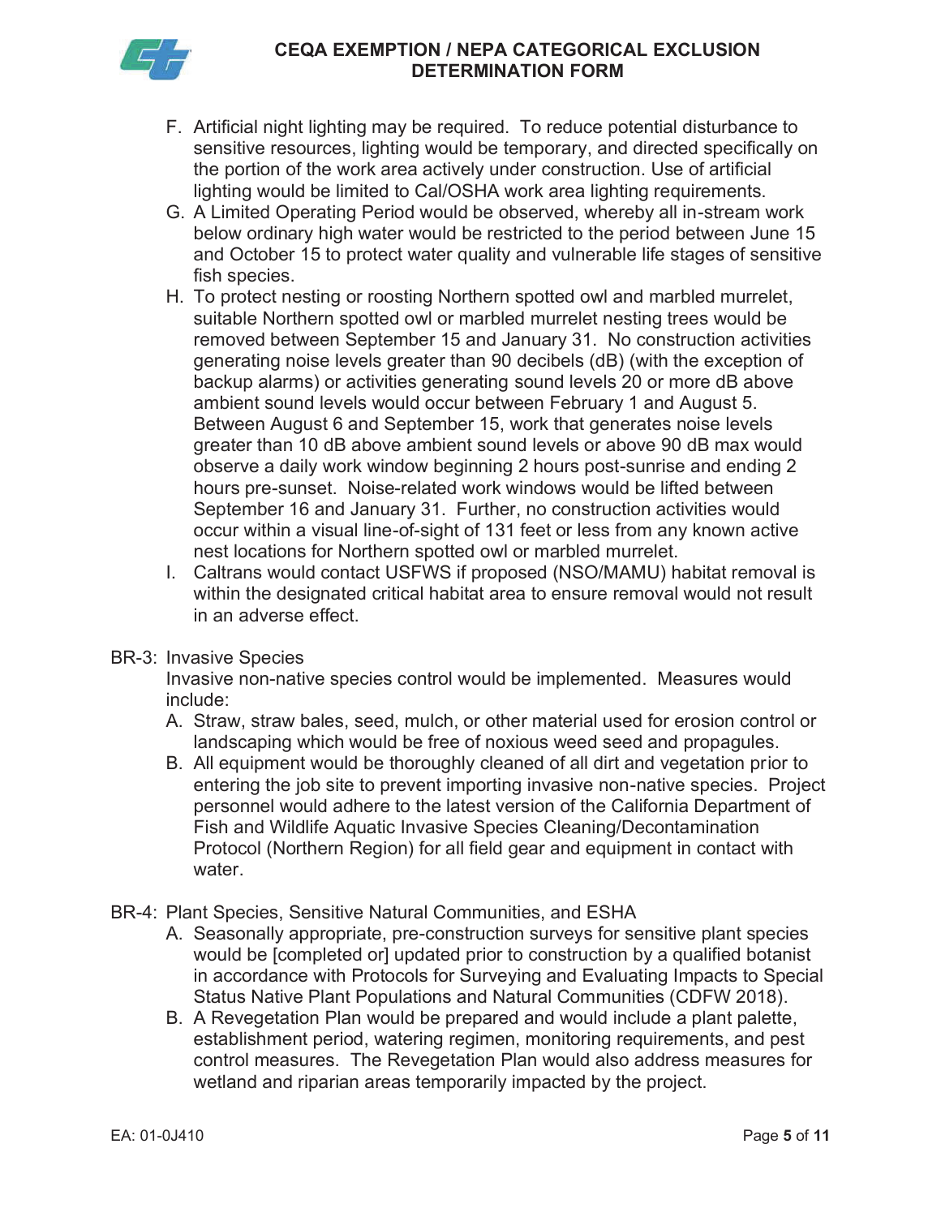F. Artificial night lighting may be required. To reduce potential disturbance to sensitive resources, lighting would be temporary, and directed specifically on the portion of the work area actively under construction. Use of artificial lighting would be limited to Cal/OSHA work area lighting requirements.

G. A Limited Operating Period would be observed, whereby all in-stream work below ordinary high water would be restricted to the period between June 15 and October 15 to protect water quality and vulnerable life stages of sensitive fish species.

H. To protect nesting or roosting Northern spotted owl and marbled murrelet, suitable Northern spotted owl or marbled murrelet nesting trees would be removed between September 15 and January 31. No construction activities generating noise levels greater than 90 decibels (dB) (with the exception of backup alarms) or activities generating sound levels 20 or more dB above ambient sound levels would occur between February 1 and August 5. Between August 6 and September 15, work that generates noise levels greater than 10 dB above ambient sound levels or above 90 dB max would observe a daily work window beginning 2 hours post-sunrise and ending 2 hours pre-sunset. Noise-related work windows would be lifted between September 16 and January 31. Further, no construction activities would occur within a visual line-of-sight of 131 feet or less from any known active nest locations for Northern spotted owl or marbled murrelet.

I. Caltrans would contact USFWS if proposed (NSO/MAMU) habitat removal is within the designated critical habitat area to ensure removal would not result in an adverse effect.

BR-3: Invasive Species

Invasive non-native species control would be implemented. Measures would include:

A. Straw, straw bales, seed, mulch, or other material used for erosion control or landscaping which would be free of noxious weed seed and propagules.

B. All equipment would be thoroughly cleaned of all dirt and vegetation prior to entering the job site to prevent importing invasive non-native species. Project personnel would adhere to the latest version of the California Department of Fish and Wildlife Aquatic Invasive Species Cleaning/Decontamination Protocol (Northern Region) for all field gear and equipment in contact with water.

BR-4: Plant Species, Sensitive Natural Communities, and ESHA

A. Seasonally appropriate, pre-construction surveys for sensitive plant species would be [completed or] updated prior to construction by a qualified botanist in accordance with Protocols for Surveying and Evaluating Impacts to Special Status Native Plant Populations and Natural Communities (CDFW 2018).

B. A Revegetation Plan would be prepared and would include a plant palette, establishment period, watering regimen, monitoring requirements, and pest control measures. The Revegetation Plan would also address measures for wetland and riparian areas temporarily impacted by the project.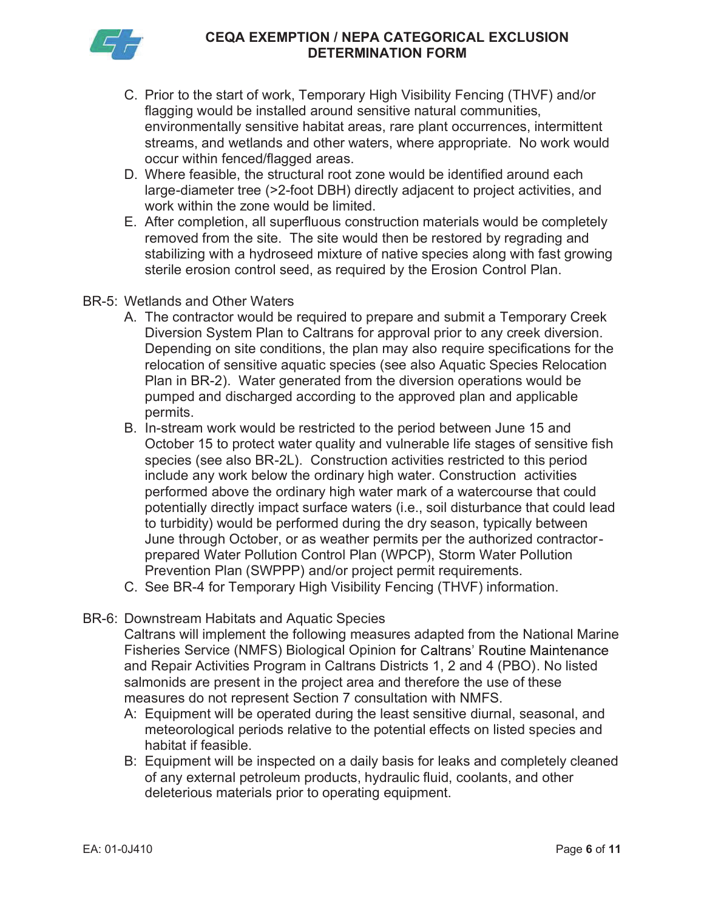C. Prior to the start of work, Temporary High Visibility Fencing (THVF) and/or flagging would be installed around sensitive natural communities, environmentally sensitive habitat areas, rare plant occurrences, intermittent streams, and wetlands and other waters, where appropriate. No work would occur within fenced/flagged areas.

D. Where feasible, the structural root zone would be identified around each large-diameter tree (>2-foot DBH) directly adjacent to project activities, and work within the zone would be limited.

E. After completion, all superfluous construction materials would be completely removed from the site. The site would then be restored by regrading and stabilizing with a hydroseed mixture of native species along with fast growing sterile erosion control seed, as required by the Erosion Control Plan.

BR-5: Wetlands and Other Waters

A. The contractor would be required to prepare and submit a Temporary Creek Diversion System Plan to Caltrans for approval prior to any creek diversion. Depending on site conditions, the plan may also require specifications for the relocation of sensitive aquatic species (see also Aquatic Species Relocation Plan in BR-2). Water generated from the diversion operations would be pumped and discharged according to the approved plan and applicable permits.

B. In-stream work would be restricted to the period between June 15 and October 15 to protect water quality and vulnerable life stages of sensitive fish species (see also BR-2L). Construction activities restricted to this period include any work below the ordinary high water. Construction activities performed above the ordinary high water mark of a watercourse that could potentially directly impact surface waters (i.e., soil disturbance that could lead to turbidity) would be performed during the dry season, typically between June through October, or as weather permits per the authorized contractor-prepared Water Pollution Control Plan (WPCP), Storm Water Pollution Prevention Plan (SWPPP) and/or project permit requirements.

C. See BR-4 for Temporary High Visibility Fencing (THVF) information.

BR-6: Downstream Habitats and Aquatic Species

Caltrans will implement the following measures adapted from the National Marine Fisheries Service (NMFS) Biological Opinion for Caltrans' Routine Maintenance and Repair Activities Program in Caltrans Districts 1, 2 and 4 (PBO). No listed salmonids are present in the project area and therefore the use of these measures do not represent Section 7 consultation with NMFS.

A: Equipment will be operated during the least sensitive diurnal, seasonal, and meteorological periods relative to the potential effects on listed species and habitat if feasible.

B: Equipment will be inspected on a daily basis for leaks and completely cleaned of any external petroleum products, hydraulic fluid, coolants, and other deleterious materials prior to operating equipment.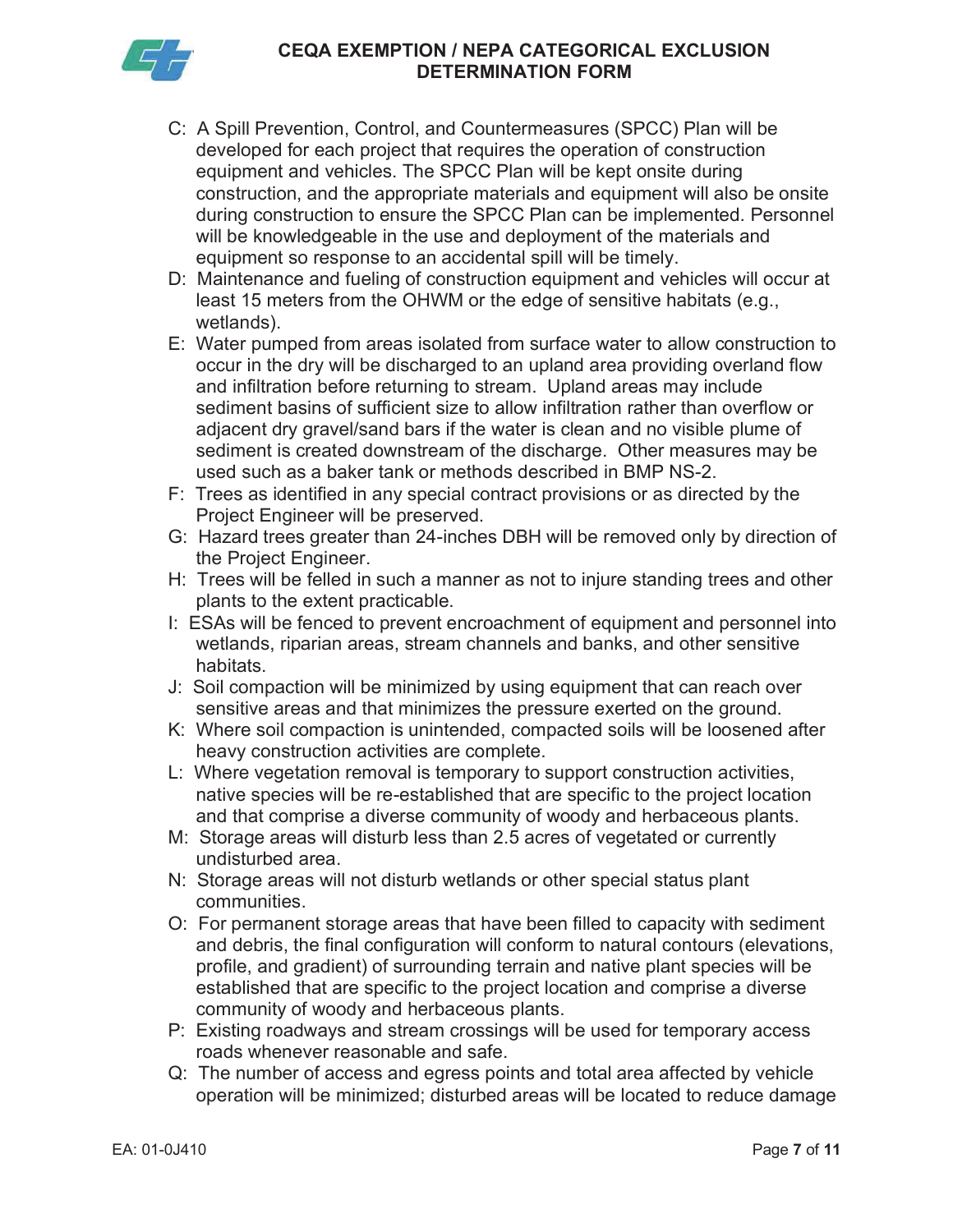- C: A Spill Prevention, Control, and Countermeasures (SPCC) Plan will be developed for each project that requires the operation of construction equipment and vehicles. The SPCC Plan will be kept onsite during construction, and the appropriate materials and equipment will also be onsite during construction to ensure the SPCC Plan can be implemented. Personnel will be knowledgeable in the use and deployment of the materials and equipment so response to an accidental spill will be timely.
- D: Maintenance and fueling of construction equipment and vehicles will occur at least 15 meters from the OHWM or the edge of sensitive habitats (e.g., wetlands).
- E: Water pumped from areas isolated from surface water to allow construction to occur in the dry will be discharged to an upland area providing overland flow and infiltration before returning to stream. Upland areas may include sediment basins of sufficient size to allow infiltration rather than overflow or adjacent dry gravel/sand bars if the water is clean and no visible plume of sediment is created downstream of the discharge. Other measures may be used such as a baker tank or methods described in BMP NS-2.
- F: Trees as identified in any special contract provisions or as directed by the Project Engineer will be preserved.
- G: Hazard trees greater than 24-inches DBH will be removed only by direction of the Project Engineer.
- H: Trees will be felled in such a manner as not to injure standing trees and other plants to the extent practicable.
- I: ESAs will be fenced to prevent encroachment of equipment and personnel into wetlands, riparian areas, stream channels and banks, and other sensitive habitats.
- J: Soil compaction will be minimized by using equipment that can reach over sensitive areas and that minimizes the pressure exerted on the ground.
- K: Where soil compaction is unintended, compacted soils will be loosened after heavy construction activities are complete.
- L: Where vegetation removal is temporary to support construction activities, native species will be re-established that are specific to the project location and that comprise a diverse community of woody and herbaceous plants.
- M: Storage areas will disturb less than 2.5 acres of vegetated or currently undisturbed area.
- N: Storage areas will not disturb wetlands or other special status plant communities.
- O: For permanent storage areas that have been filled to capacity with sediment and debris, the final configuration will conform to natural contours (elevations, profile, and gradient) of surrounding terrain and native plant species will be established that are specific to the project location and comprise a diverse community of woody and herbaceous plants.
- P: Existing roadways and stream crossings will be used for temporary access roads whenever reasonable and safe.
- Q: The number of access and egress points and total area affected by vehicle operation will be minimized; disturbed areas will be located to reduce damage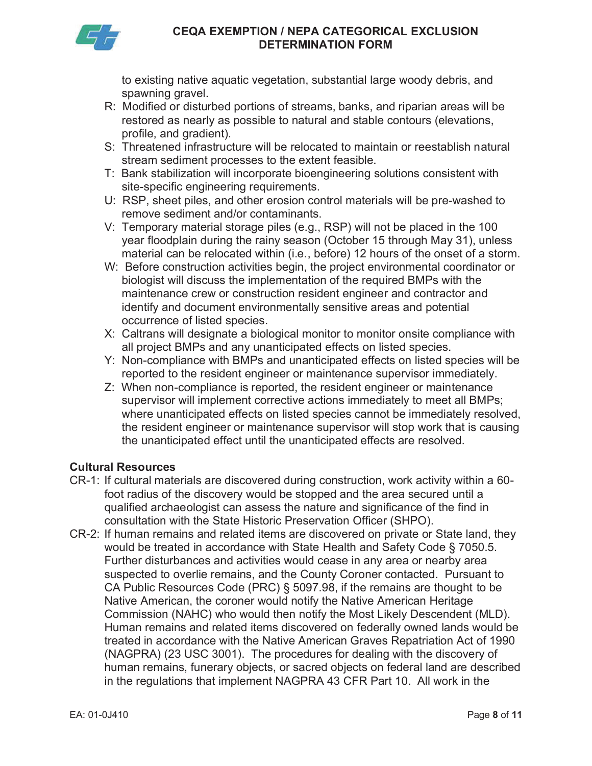to existing native aquatic vegetation, substantial large woody debris, and spawning gravel.

R: Modified or disturbed portions of streams, banks, and riparian areas will be restored as nearly as possible to natural and stable contours (elevations, profile, and gradient).

S: Threatened infrastructure will be relocated to maintain or reestablish natural stream sediment processes to the extent feasible.

T: Bank stabilization will incorporate bioengineering solutions consistent with site-specific engineering requirements.

U: RSP, sheet piles, and other erosion control materials will be pre-washed to remove sediment and/or contaminants.

V: Temporary material storage piles (e.g., RSP) will not be placed in the 100 year floodplain during the rainy season (October 15 through May 31), unless material can be relocated within (i.e., before) 12 hours of the onset of a storm.

W: Before construction activities begin, the project environmental coordinator or biologist will discuss the implementation of the required BMPs with the maintenance crew or construction resident engineer and contractor and identify and document environmentally sensitive areas and potential occurrence of listed species.

X: Caltrans will designate a biological monitor to monitor onsite compliance with all project BMPs and any unanticipated effects on listed species.

Y: Non-compliance with BMPs and unanticipated effects on listed species will be reported to the resident engineer or maintenance supervisor immediately.

Z: When non-compliance is reported, the resident engineer or maintenance supervisor will implement corrective actions immediately to meet all BMPs; where unanticipated effects on listed species cannot be immediately resolved, the resident engineer or maintenance supervisor will stop work that is causing the unanticipated effect until the unanticipated effects are resolved.

**Cultural Resources**

CR-1: If cultural materials are discovered during construction, work activity within a 60-foot radius of the discovery would be stopped and the area secured until a qualified archaeologist can assess the nature and significance of the find in consultation with the State Historic Preservation Officer (SHPO).

CR-2: If human remains and related items are discovered on private or State land, they would be treated in accordance with State Health and Safety Code § 7050.5. Further disturbances and activities would cease in any area or nearby area suspected to overlie remains, and the County Coroner contacted. Pursuant to CA Public Resources Code (PRC) § 5097.98, if the remains are thought to be Native American, the coroner would notify the Native American Heritage Commission (NAHC) who would then notify the Most Likely Descendent (MLD). Human remains and related items discovered on federally owned lands would be treated in accordance with the Native American Graves Repatriation Act of 1990 (NAGPRA) (23 USC 3001). The procedures for dealing with the discovery of human remains, funerary objects, or sacred objects on federal land are described in the regulations that implement NAGPRA 43 CFR Part 10. All work in the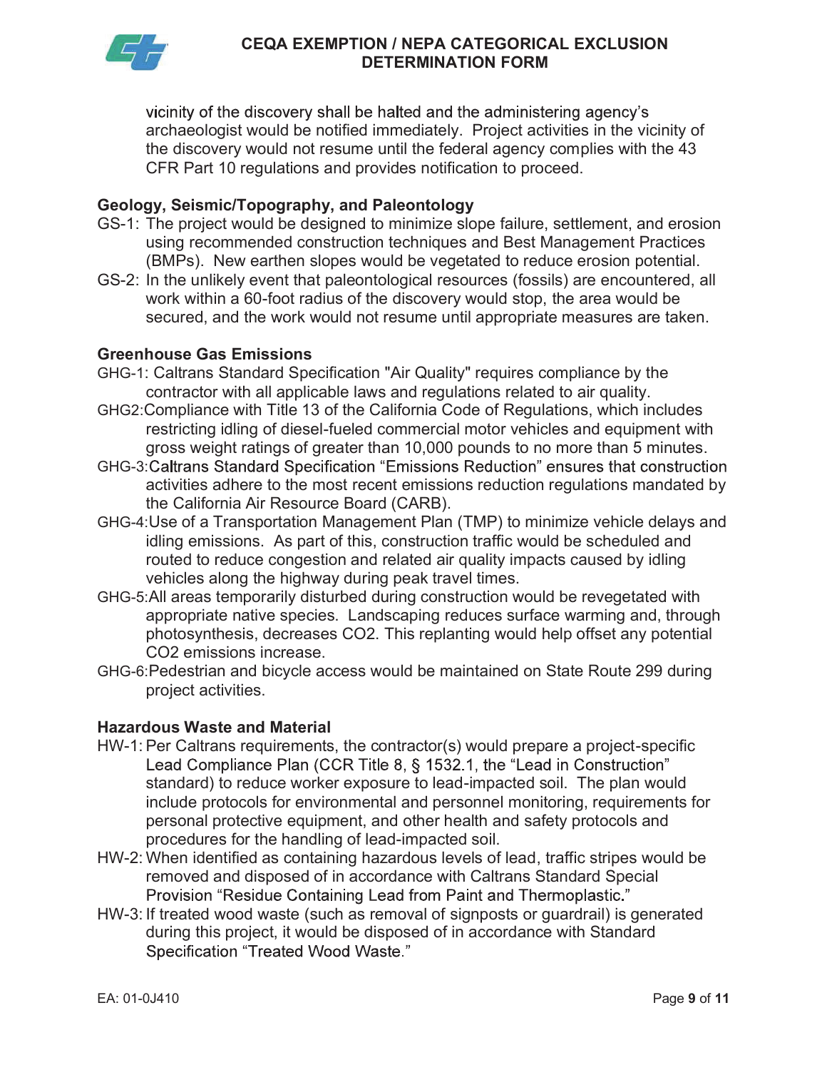vicinity of the discovery shall be halted and the administering agency's archaeologist would be notified immediately. Project activities in the vicinity of the discovery would not resume until the federal agency complies with the 43 CFR Part 10 regulations and provides notification to proceed.

**Geology, Seismic/Topography, and Paleontology**

GS-1: The project would be designed to minimize slope failure, settlement, and erosion using recommended construction techniques and Best Management Practices (BMPs). New earthen slopes would be vegetated to reduce erosion potential.

GS-2: In the unlikely event that paleontological resources (fossils) are encountered, all work within a 60-foot radius of the discovery would stop, the area would be secured, and the work would not resume until appropriate measures are taken.

**Greenhouse Gas Emissions**

GHG-1: Caltrans Standard Specification "Air Quality" requires compliance by the contractor with all applicable laws and regulations related to air quality.

GHG2: Compliance with Title 13 of the California Code of Regulations, which includes restricting idling of diesel-fueled commercial motor vehicles and equipment with gross weight ratings of greater than 10,000 pounds to no more than 5 minutes.

GHG-3: Caltrans Standard Specification "Emissions Reduction" ensures that construction activities adhere to the most recent emissions reduction regulations mandated by the California Air Resource Board (CARB).

GHG-4: Use of a Transportation Management Plan (TMP) to minimize vehicle delays and idling emissions. As part of this, construction traffic would be scheduled and routed to reduce congestion and related air quality impacts caused by idling vehicles along the highway during peak travel times.

GHG-5: All areas temporarily disturbed during construction would be revegetated with appropriate native species. Landscaping reduces surface warming and, through photosynthesis, decreases $CO_2$. This replanting would help offset any potential $CO_2$ emissions increase.

GHG-6: Pedestrian and bicycle access would be maintained on State Route 299 during project activities.

**Hazardous Waste and Material**

HW-1: Per Caltrans requirements, the contractor(s) would prepare a project-specific Lead Compliance Plan (CCR Title 8, § 1532.1, the "Lead in Construction" standard) to reduce worker exposure to lead-impacted soil. The plan would include protocols for environmental and personnel monitoring, requirements for personal protective equipment, and other health and safety protocols and procedures for the handling of lead-impacted soil.

HW-2: When identified as containing hazardous levels of lead, traffic stripes would be removed and disposed of in accordance with Caltrans Standard Special Provision "Residue Containing Lead from Paint and Thermoplastic."

HW-3: If treated wood waste (such as removal of signposts or guardrail) is generated during this project, it would be disposed of in accordance with Standard Specification "Treated Wood Waste."

EA: 01-0J410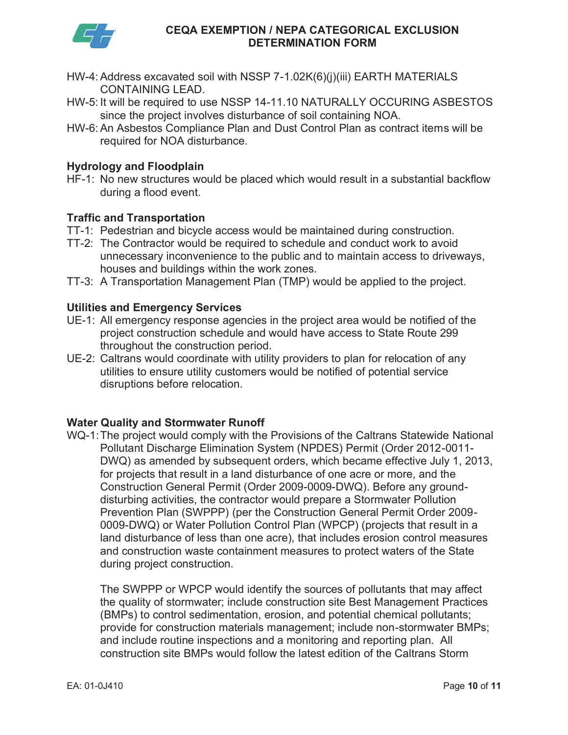HW-4: Address excavated soil with NSSP 7-1.02K(6)(j)(iii) EARTH MATERIALS CONTAINING LEAD.

HW-5: It will be required to use NSSP 14-11.10 NATURALLY OCCURING ASBESTOS since the project involves disturbance of soil containing NOA.

HW-6: An Asbestos Compliance Plan and Dust Control Plan as contract items will be required for NOA disturbance.

**Hydrology and Floodplain**

HF-1: No new structures would be placed which would result in a substantial backflow during a flood event.

**Traffic and Transportation**

TT-1: Pedestrian and bicycle access would be maintained during construction.

TT-2: The Contractor would be required to schedule and conduct work to avoid unnecessary inconvenience to the public and to maintain access to driveways, houses and buildings within the work zones.

TT-3: A Transportation Management Plan (TMP) would be applied to the project.

**Utilities and Emergency Services**

UE-1: All emergency response agencies in the project area would be notified of the project construction schedule and would have access to State Route 299 throughout the construction period.

UE-2: Caltrans would coordinate with utility providers to plan for relocation of any utilities to ensure utility customers would be notified of potential service disruptions before relocation.

**Water Quality and Stormwater Runoff**

WQ-1: The project would comply with the Provisions of the Caltrans Statewide National Pollutant Discharge Elimination System (NPDES) Permit (Order 2012-0011-DWQ) as amended by subsequent orders, which became effective July 1, 2013, for projects that result in a land disturbance of one acre or more, and the Construction General Permit (Order 2009-0009-DWQ). Before any ground-disturbing activities, the contractor would prepare a Stormwater Pollution Prevention Plan (SWPPP) (per the Construction General Permit Order 2009-0009-DWQ) or Water Pollution Control Plan (WPCP) (projects that result in a land disturbance of less than one acre), that includes erosion control measures and construction waste containment measures to protect waters of the State during project construction.

The SWPPP or WPCP would identify the sources of pollutants that may affect the quality of stormwater; include construction site Best Management Practices (BMPs) to control sedimentation, erosion, and potential chemical pollutants; provide for construction materials management; include non-stormwater BMPs; and include routine inspections and a monitoring and reporting plan. All construction site BMPs would follow the latest edition of the Caltrans Storm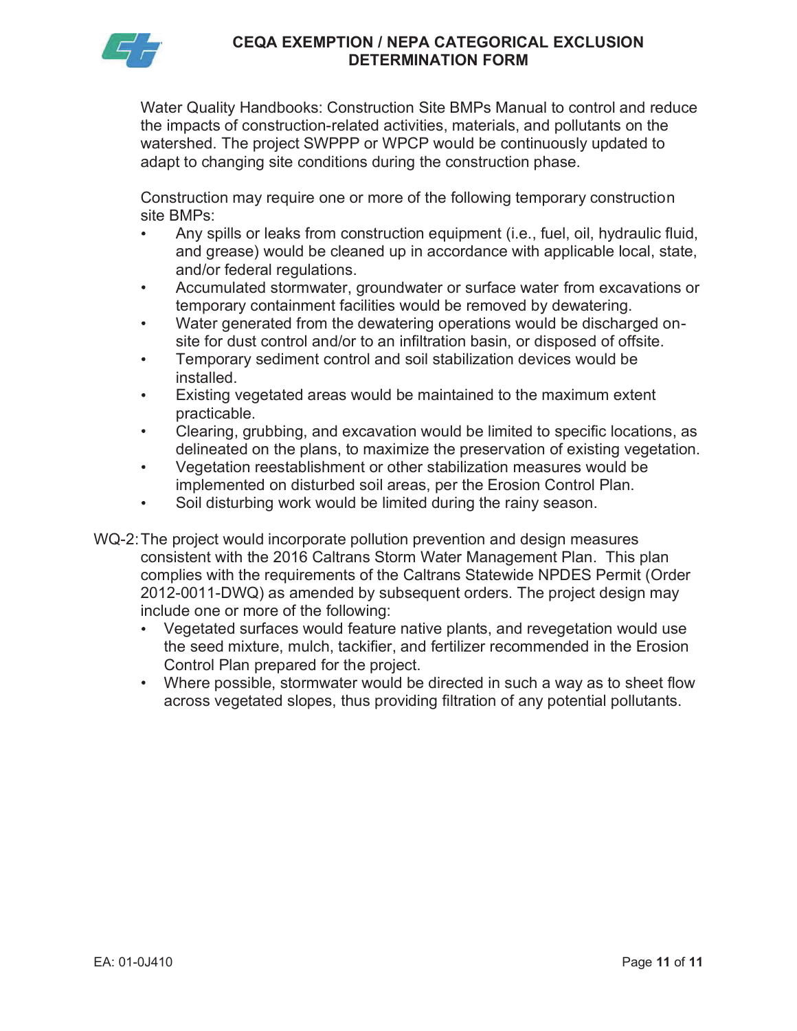Water Quality Handbooks: Construction Site BMPs Manual to control and reduce the impacts of construction-related activities, materials, and pollutants on the watershed. The project SWPPP or WPCP would be continuously updated to adapt to changing site conditions during the construction phase.

Construction may require one or more of the following temporary construction site BMPs:

- Any spills or leaks from construction equipment (i.e., fuel, oil, hydraulic fluid, and grease) would be cleaned up in accordance with applicable local, state, and/or federal regulations.
- Accumulated stormwater, groundwater or surface water from excavations or temporary containment facilities would be removed by dewatering.
- Water generated from the dewatering operations would be discharged on-site for dust control and/or to an infiltration basin, or disposed of offsite.
- Temporary sediment control and soil stabilization devices would be installed.
- Existing vegetated areas would be maintained to the maximum extent practicable.
- Clearing, grubbing, and excavation would be limited to specific locations, as delineated on the plans, to maximize the preservation of existing vegetation.
- Vegetation reestablishment or other stabilization measures would be implemented on disturbed soil areas, per the Erosion Control Plan.
- Soil disturbing work would be limited during the rainy season.

WQ-2: The project would incorporate pollution prevention and design measures consistent with the 2016 Caltrans Storm Water Management Plan. This plan complies with the requirements of the Caltrans Statewide NPDES Permit (Order 2012-0011-DWQ) as amended by subsequent orders. The project design may include one or more of the following:

- Vegetated surfaces would feature native plants, and revegetation would use the seed mixture, mulch, tackifier, and fertilizer recommended in the Erosion Control Plan prepared for the project.
- Where possible, stormwater would be directed in such a way as to sheet flow across vegetated slopes, thus providing filtration of any potential pollutants.

EA: 01-0J410